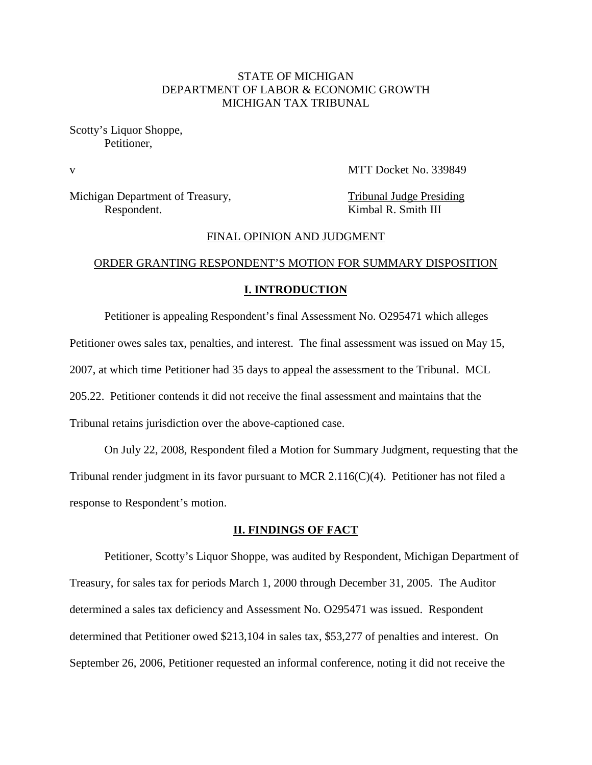STATE OF MICHIGAN
DEPARTMENT OF LABOR & ECONOMIC GROWTH
MICHIGAN TAX TRIBUNAL

Scotty's Liquor Shoppe,
Petitioner,

v MTT Docket No. 339849

Michigan Department of Treasury, Respondent.

Tribunal Judge Presiding
Kimbal R. Smith III

## FINAL OPINION AND JUDGMENT

## ORDER GRANTING RESPONDENT'S MOTION FOR SUMMARY DISPOSITION

## I. INTRODUCTION

Petitioner is appealing Respondent's final Assessment No. O295471 which alleges Petitioner owes sales tax, penalties, and interest. The final assessment was issued on May 15, 2007, at which time Petitioner had 35 days to appeal the assessment to the Tribunal. MCL 205.22. Petitioner contends it did not receive the final assessment and maintains that the Tribunal retains jurisdiction over the above-captioned case.

On July 22, 2008, Respondent filed a Motion for Summary Judgment, requesting that the Tribunal render judgment in its favor pursuant to MCR 2.116(C)(4). Petitioner has not filed a response to Respondent's motion.

## II. FINDINGS OF FACT

Petitioner, Scotty's Liquor Shoppe, was audited by Respondent, Michigan Department of Treasury, for sales tax for periods March 1, 2000 through December 31, 2005. The Auditor determined a sales tax deficiency and Assessment No. O295471 was issued. Respondent determined that Petitioner owed $213,104 in sales tax, $53,277 of penalties and interest. On September 26, 2006, Petitioner requested an informal conference, noting it did not receive the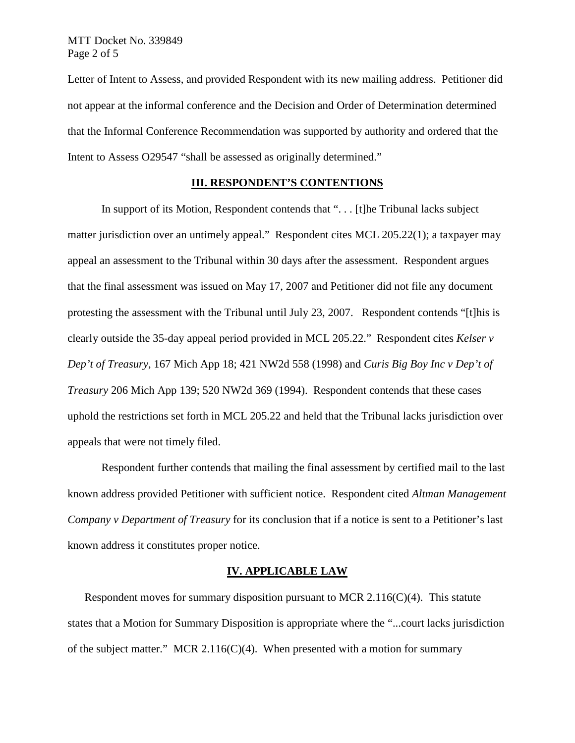Letter of Intent to Assess, and provided Respondent with its new mailing address. Petitioner did not appear at the informal conference and the Decision and Order of Determination determined that the Informal Conference Recommendation was supported by authority and ordered that the Intent to Assess O29547 "shall be assessed as originally determined."

## III. RESPONDENT'S CONTENTIONS

In support of its Motion, Respondent contends that ". . . [t]he Tribunal lacks subject matter jurisdiction over an untimely appeal." Respondent cites MCL 205.22(1); a taxpayer may appeal an assessment to the Tribunal within 30 days after the assessment. Respondent argues that the final assessment was issued on May 17, 2007 and Petitioner did not file any document protesting the assessment with the Tribunal until July 23, 2007. Respondent contends "[t]his is clearly outside the 35-day appeal period provided in MCL 205.22." Respondent cites *Kelser v Dep't of Treasury*, 167 Mich App 18; 421 NW2d 558 (1998) and *Curis Big Boy Inc v Dep't of Treasury* 206 Mich App 139; 520 NW2d 369 (1994). Respondent contends that these cases uphold the restrictions set forth in MCL 205.22 and held that the Tribunal lacks jurisdiction over appeals that were not timely filed.

Respondent further contends that mailing the final assessment by certified mail to the last known address provided Petitioner with sufficient notice. Respondent cited *Altman Management Company v Department of Treasury* for its conclusion that if a notice is sent to a Petitioner's last known address it constitutes proper notice.

## IV. APPLICABLE LAW

Respondent moves for summary disposition pursuant to MCR 2.116(C)(4). This statute states that a Motion for Summary Disposition is appropriate where the "...court lacks jurisdiction of the subject matter." MCR 2.116(C)(4). When presented with a motion for summary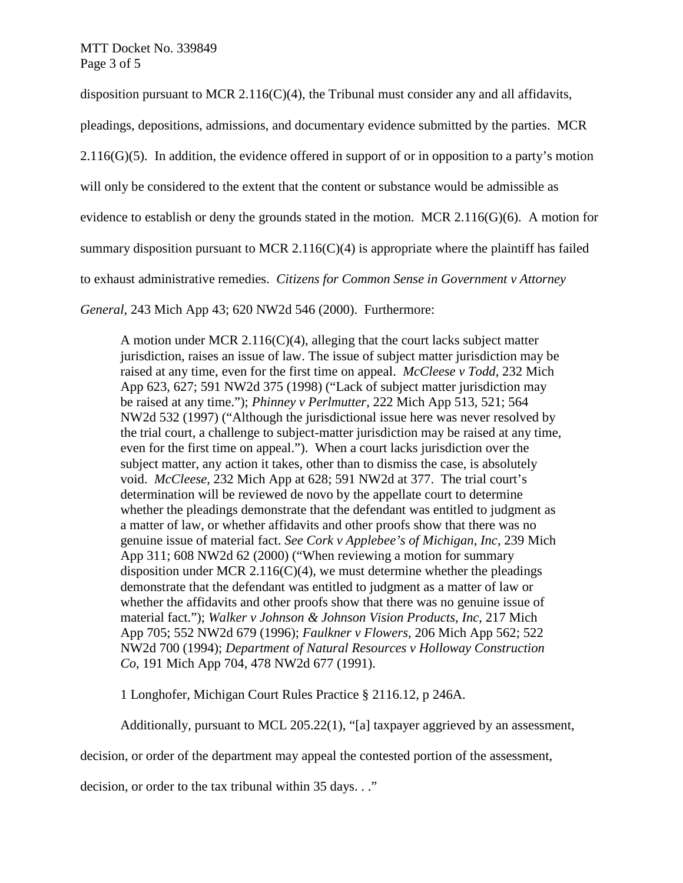disposition pursuant to MCR 2.116(C)(4), the Tribunal must consider any and all affidavits, pleadings, depositions, admissions, and documentary evidence submitted by the parties. MCR 2.116(G)(5). In addition, the evidence offered in support of or in opposition to a party's motion will only be considered to the extent that the content or substance would be admissible as evidence to establish or deny the grounds stated in the motion. MCR 2.116(G)(6). A motion for summary disposition pursuant to MCR 2.116(C)(4) is appropriate where the plaintiff has failed to exhaust administrative remedies. *Citizens for Common Sense in Government v Attorney General*, 243 Mich App 43; 620 NW2d 546 (2000). Furthermore:

> A motion under MCR 2.116(C)(4), alleging that the court lacks subject matter jurisdiction, raises an issue of law. The issue of subject matter jurisdiction may be raised at any time, even for the first time on appeal. *McCleese v Todd*, 232 Mich App 623, 627; 591 NW2d 375 (1998) ("Lack of subject matter jurisdiction may be raised at any time."); *Phinney v Perlmutter*, 222 Mich App 513, 521; 564 NW2d 532 (1997) ("Although the jurisdictional issue here was never resolved by the trial court, a challenge to subject-matter jurisdiction may be raised at any time, even for the first time on appeal."). When a court lacks jurisdiction over the subject matter, any action it takes, other than to dismiss the case, is absolutely void. *McCleese*, 232 Mich App at 628; 591 NW2d at 377. The trial court's determination will be reviewed de novo by the appellate court to determine whether the pleadings demonstrate that the defendant was entitled to judgment as a matter of law, or whether affidavits and other proofs show that there was no genuine issue of material fact. *See Cork v Applebee's of Michigan, Inc*, 239 Mich App 311; 608 NW2d 62 (2000) ("When reviewing a motion for summary disposition under MCR 2.116(C)(4), we must determine whether the pleadings demonstrate that the defendant was entitled to judgment as a matter of law or whether the affidavits and other proofs show that there was no genuine issue of material fact."); *Walker v Johnson & Johnson Vision Products, Inc*, 217 Mich App 705; 552 NW2d 679 (1996); *Faulkner v Flowers*, 206 Mich App 562; 522 NW2d 700 (1994); *Department of Natural Resources v Holloway Construction Co*, 191 Mich App 704, 478 NW2d 677 (1991).
>
> 1 Longhofer, Michigan Court Rules Practice § 2116.12, p 246A.

Additionally, pursuant to MCL 205.22(1), "[a] taxpayer aggrieved by an assessment, decision, or order of the department may appeal the contested portion of the assessment, decision, or order to the tax tribunal within 35 days. . ."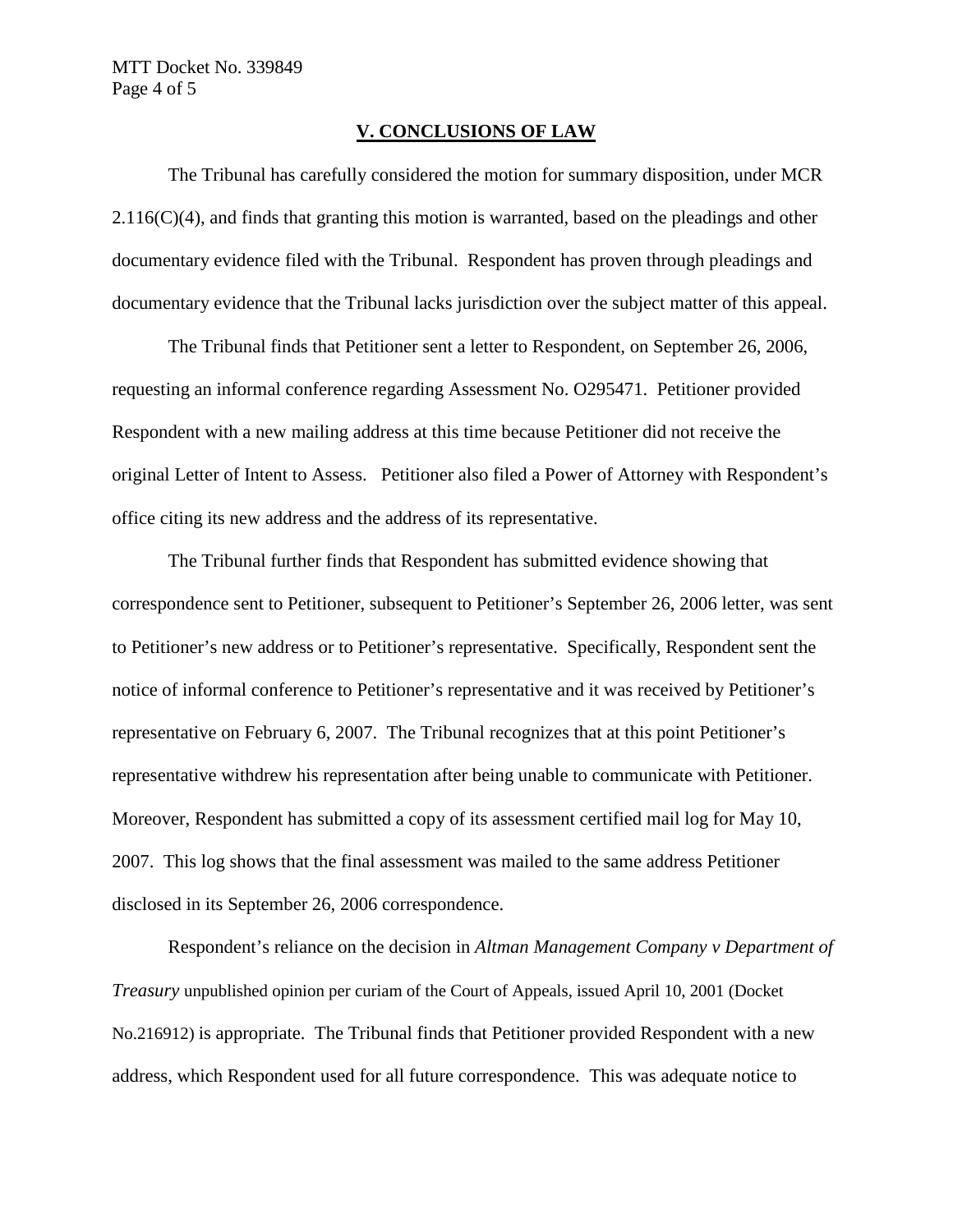## V. CONCLUSIONS OF LAW

The Tribunal has carefully considered the motion for summary disposition, under MCR 2.116(C)(4), and finds that granting this motion is warranted, based on the pleadings and other documentary evidence filed with the Tribunal. Respondent has proven through pleadings and documentary evidence that the Tribunal lacks jurisdiction over the subject matter of this appeal.

The Tribunal finds that Petitioner sent a letter to Respondent, on September 26, 2006, requesting an informal conference regarding Assessment No. O295471. Petitioner provided Respondent with a new mailing address at this time because Petitioner did not receive the original Letter of Intent to Assess. Petitioner also filed a Power of Attorney with Respondent's office citing its new address and the address of its representative.

The Tribunal further finds that Respondent has submitted evidence showing that correspondence sent to Petitioner, subsequent to Petitioner's September 26, 2006 letter, was sent to Petitioner's new address or to Petitioner's representative. Specifically, Respondent sent the notice of informal conference to Petitioner's representative and it was received by Petitioner's representative on February 6, 2007. The Tribunal recognizes that at this point Petitioner's representative withdrew his representation after being unable to communicate with Petitioner. Moreover, Respondent has submitted a copy of its assessment certified mail log for May 10, 2007. This log shows that the final assessment was mailed to the same address Petitioner disclosed in its September 26, 2006 correspondence.

Respondent's reliance on the decision in *Altman Management Company v Department of Treasury* unpublished opinion per curiam of the Court of Appeals, issued April 10, 2001 (Docket No.216912) is appropriate. The Tribunal finds that Petitioner provided Respondent with a new address, which Respondent used for all future correspondence. This was adequate notice to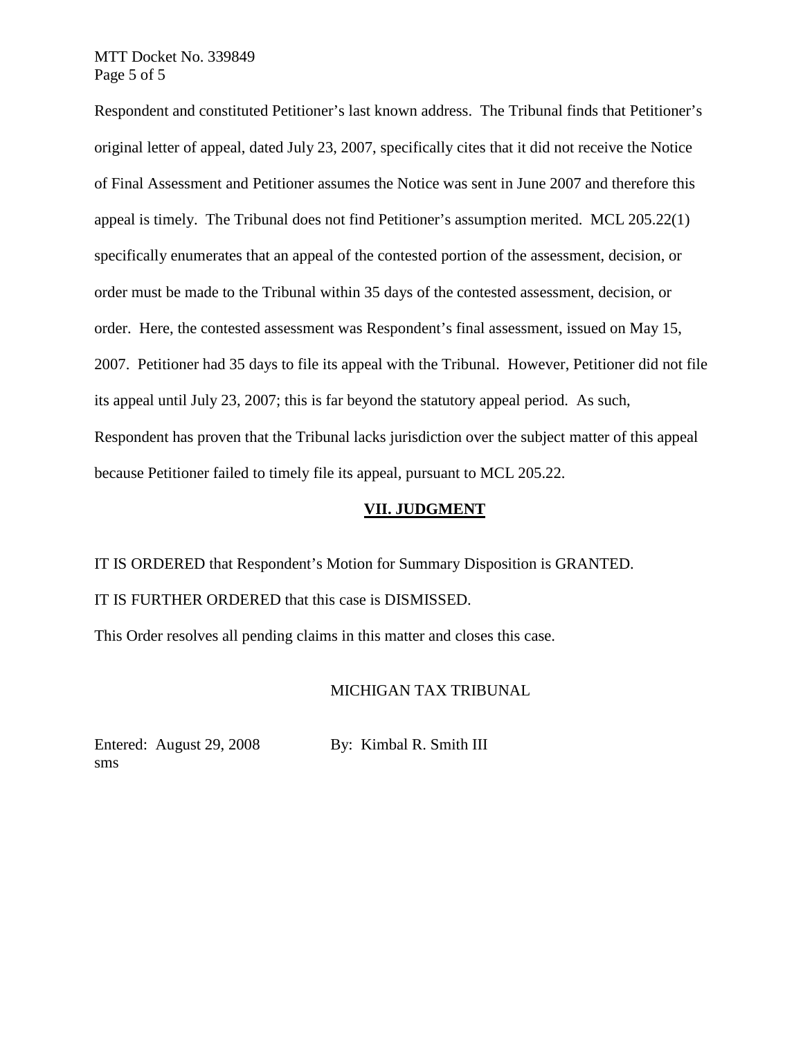Respondent and constituted Petitioner's last known address. The Tribunal finds that Petitioner's original letter of appeal, dated July 23, 2007, specifically cites that it did not receive the Notice of Final Assessment and Petitioner assumes the Notice was sent in June 2007 and therefore this appeal is timely. The Tribunal does not find Petitioner's assumption merited. MCL 205.22(1) specifically enumerates that an appeal of the contested portion of the assessment, decision, or order must be made to the Tribunal within 35 days of the contested assessment, decision, or order. Here, the contested assessment was Respondent's final assessment, issued on May 15, 2007. Petitioner had 35 days to file its appeal with the Tribunal. However, Petitioner did not file its appeal until July 23, 2007; this is far beyond the statutory appeal period. As such, Respondent has proven that the Tribunal lacks jurisdiction over the subject matter of this appeal because Petitioner failed to timely file its appeal, pursuant to MCL 205.22.

## VII. JUDGMENT

IT IS ORDERED that Respondent's Motion for Summary Disposition is GRANTED.

IT IS FURTHER ORDERED that this case is DISMISSED.

This Order resolves all pending claims in this matter and closes this case.

MICHIGAN TAX TRIBUNAL

Entered: August 29, 2008 By: Kimbal R. Smith III

sms